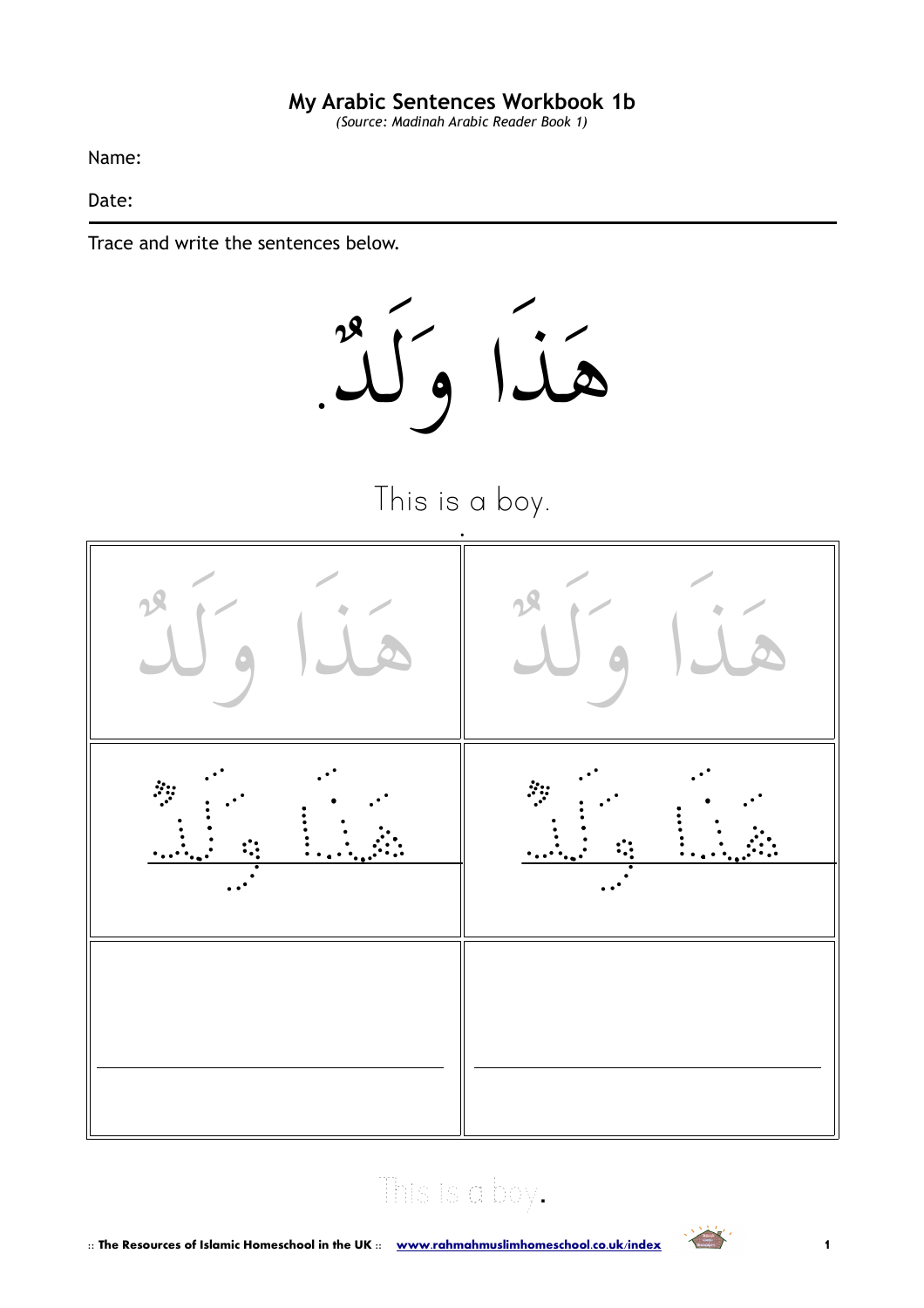# My Arabic Sentences Workbook 1b

*(Source: Madinah Arabic Reader Book 1)*

Name:

Date:

---

Trace and write the sentences below.

هَذَا وَلَدٌ.

This is a boy.

| | |
|---|---|
| هَذَا وَلَدٌ | هَذَا وَلَدٌ |
| هَذَا وَلَدٌ | هَذَا وَلَدٌ |
| | |

This is a boy.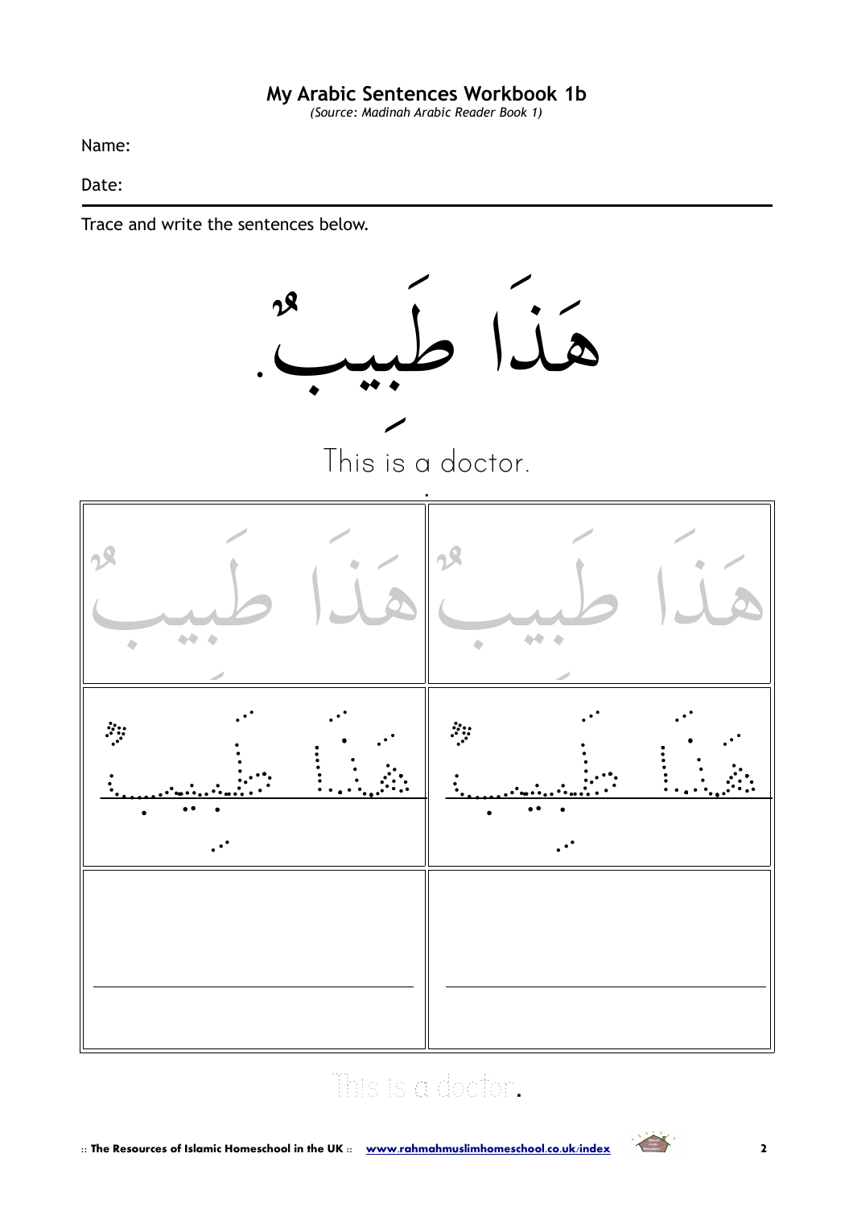**My Arabic Sentences Workbook 1b**

*(Source: Madinah Arabic Reader Book 1)*

Name:

Date:

---

Trace and write the sentences below.

# هَذَا طَبِيبٌ.

This is a doctor.

| | |
|---|---|
| هَذَا طَبِيبٌ | هَذَا طَبِيبٌ |
| هَذَا طَبِيبٌ | هَذَا طَبِيبٌ |
| | |

This is a doctor.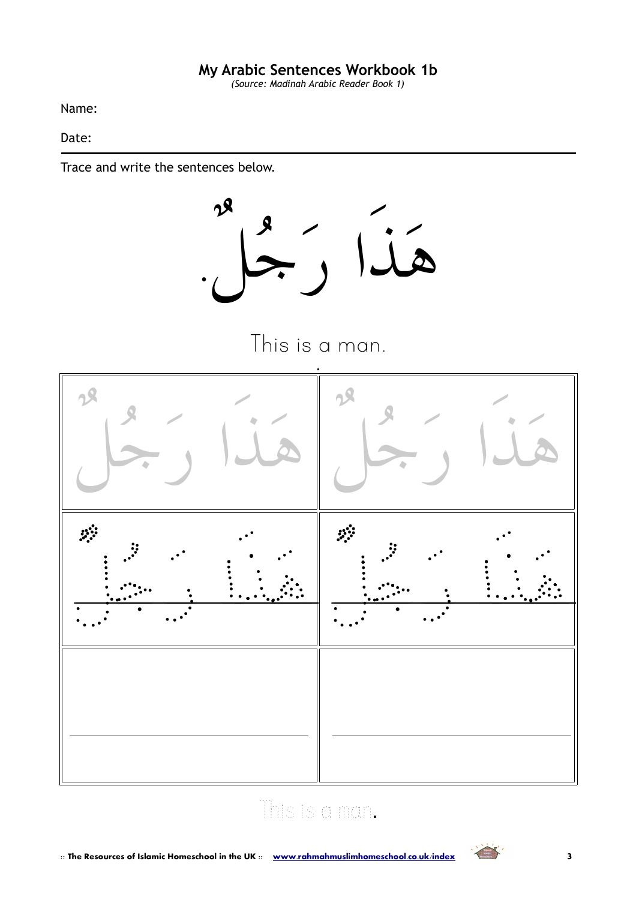**My Arabic Sentences Workbook 1b**

*(Source: Madinah Arabic Reader Book 1)*

Name:

Date:

---

Trace and write the sentences below.

# هَذَا رَجُلٌ.

This is a man.

| هَذَا رَجُلٌ | هَذَا رَجُلٌ |
|---|---|
| هَذَا رَجُلٌ | هَذَا رَجُلٌ |
| | |

This is a man.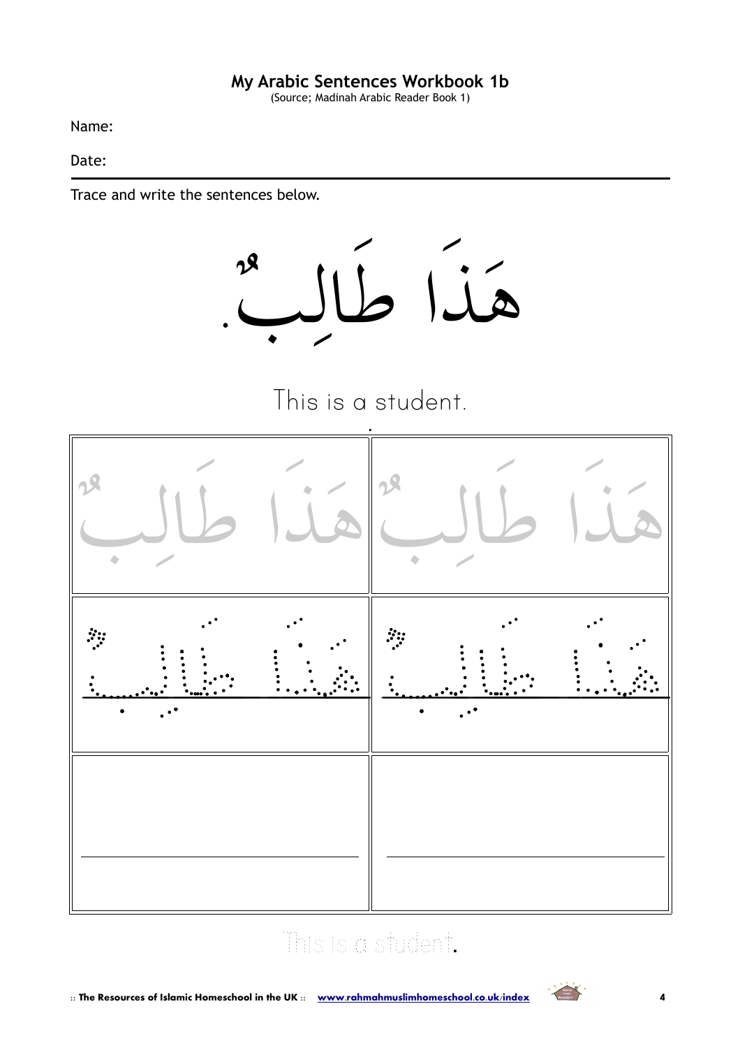**My Arabic Sentences Workbook 1b**

(Source; Madinah Arabic Reader Book 1)

Name:

Date:

---

Trace and write the sentences below.

# هَذَا طَالِبٌ.

This is a student.

| | |
|---|---|
| هَذَا طَالِبٌ | هَذَا طَالِبٌ |
| هَذَا طَالِبٌ | هَذَا طَالِبٌ |
| | |

This is a student.

:: The Resources of Islamic Homeschool in the UK :: www.rahmahmuslimhomeschool.co.uk/index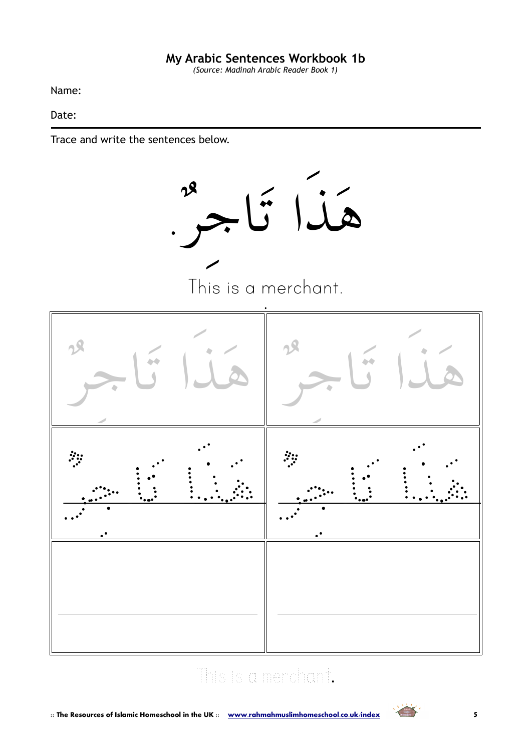**My Arabic Sentences Workbook 1b**

*(Source: Madinah Arabic Reader Book 1)*

Name:

Date:

---

Trace and write the sentences below.

# هَذَا تَاجِرٌ.

This is a merchant.

| | |
|---|---|
| هَذَا تَاجِرٌ | هَذَا تَاجِرٌ |
| هَذَا تَاجِرٌ | هَذَا تَاجِرٌ |
| | |

This is a merchant.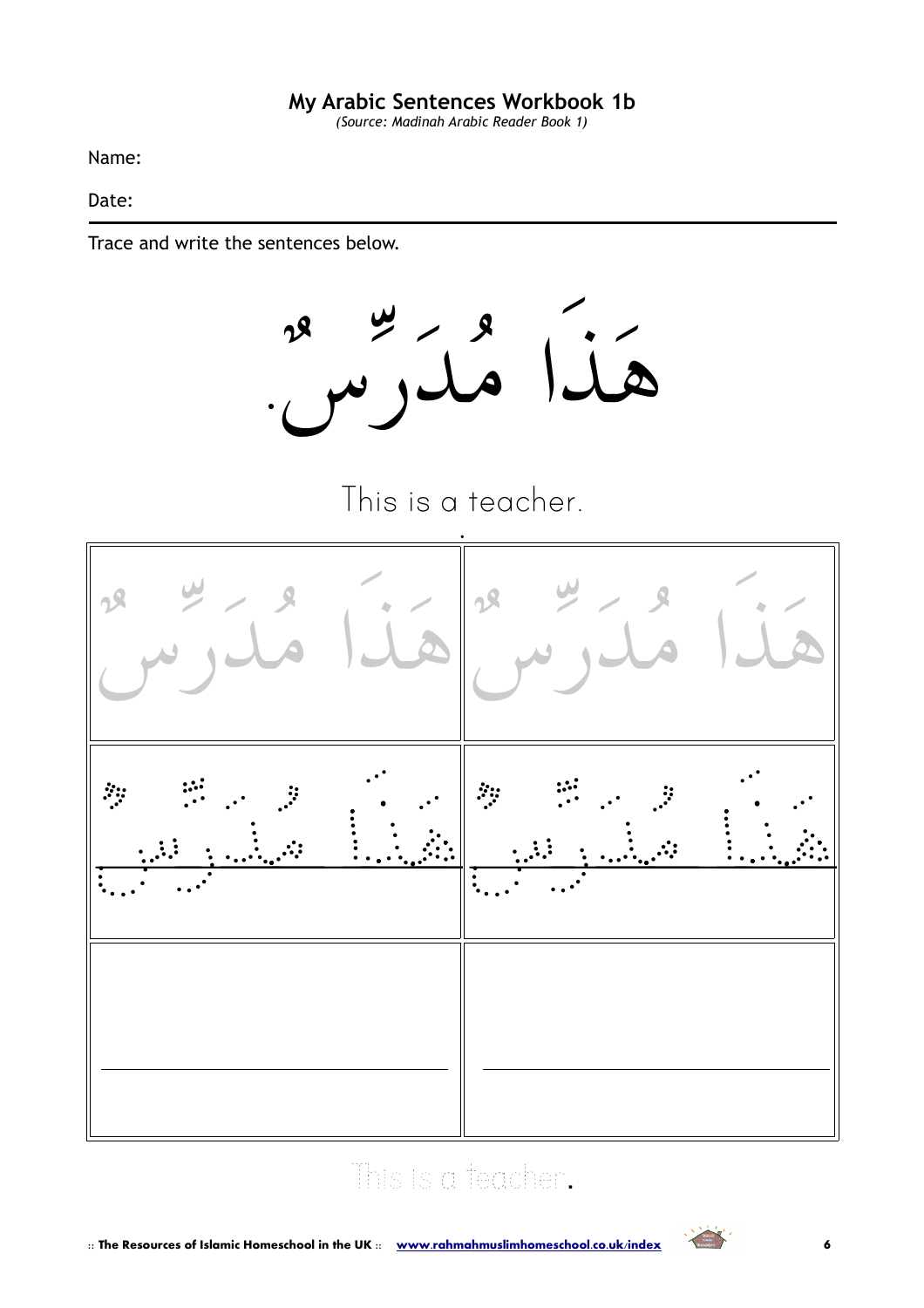**My Arabic Sentences Workbook 1b**

*(Source: Madinah Arabic Reader Book 1)*

Name:

Date:

Trace and write the sentences below.

# هَذَا مُدَرِّسٌ.

This is a teacher.

| | |
|---|---|
| هَذَا مُدَرِّسٌ | هَذَا مُدَرِّسٌ |
| هَذَا مُدَرِّسٌ | هَذَا مُدَرِّسٌ |
| | |

This is a teacher.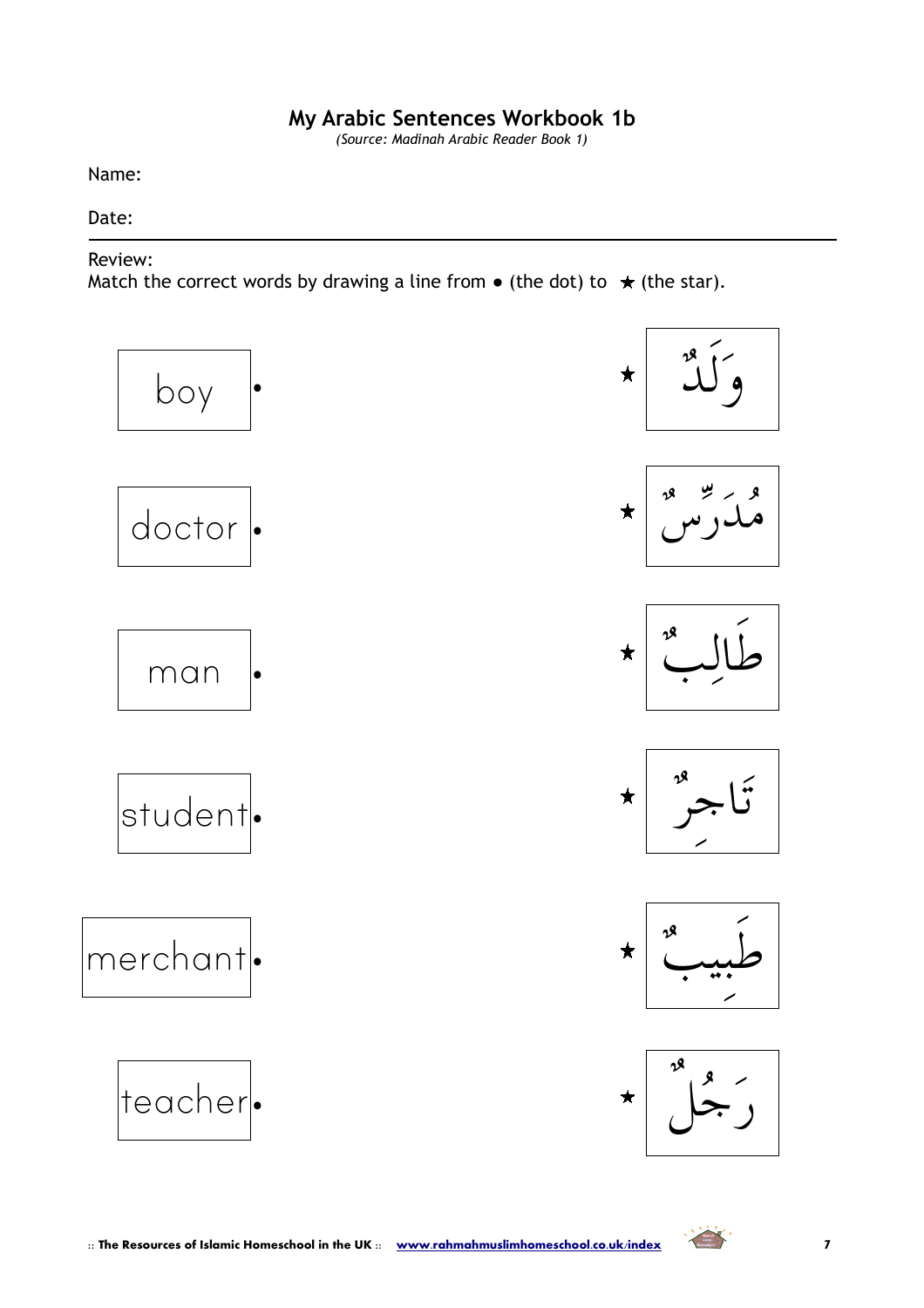**My Arabic Sentences Workbook 1b**

*(Source: Madinah Arabic Reader Book 1)*

Name:

Date:

---

Review:

Match the correct words by drawing a line from ● (the dot) to ★ (the star).

| | | |
|---|---|---|
| boy • | ★ | وَلَدٌ |
| doctor • | ★ | مُدَرِّسٌ |
| man • | ★ | طَالِبٌ |
| student • | ★ | تَاجِرٌ |
| merchant • | ★ | طَبِيبٌ |
| teacher • | ★ | رَجُلٌ |

:: The Resources of Islamic Homeschool in the UK :: www.rahmahmuslimhomeschool.co.uk/index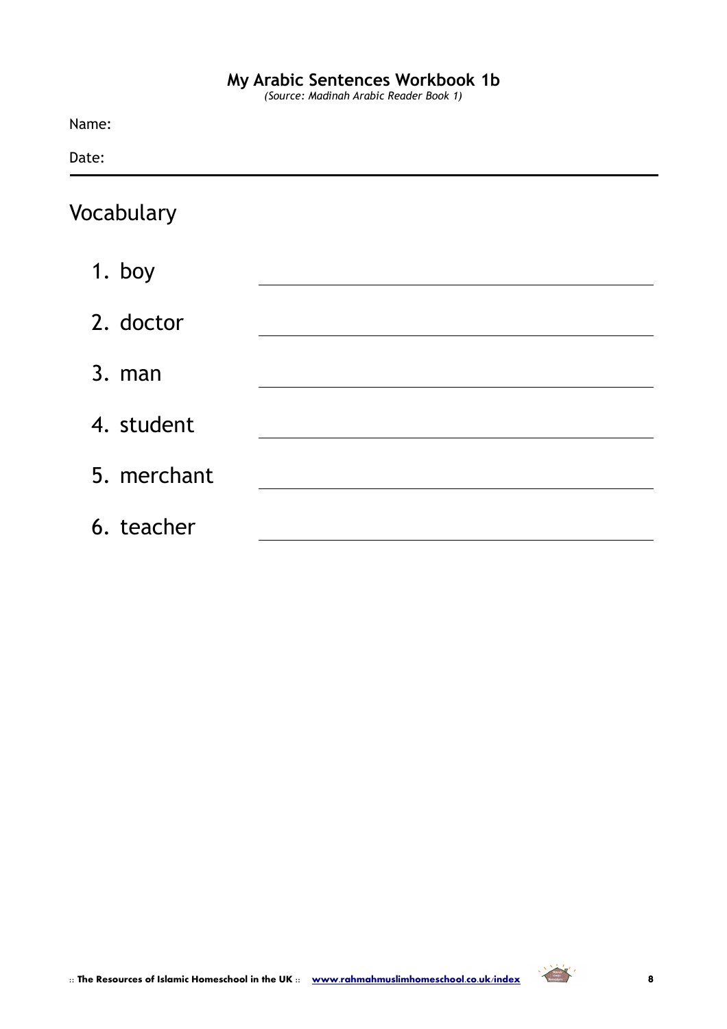# My Arabic Sentences Workbook 1b

*(Source: Madinah Arabic Reader Book 1)*

Name:

Date:

---

## Vocabulary

1. boy ______________________
2. doctor ______________________
3. man ______________________
4. student ______________________
5. merchant ______________________
6. teacher ______________________